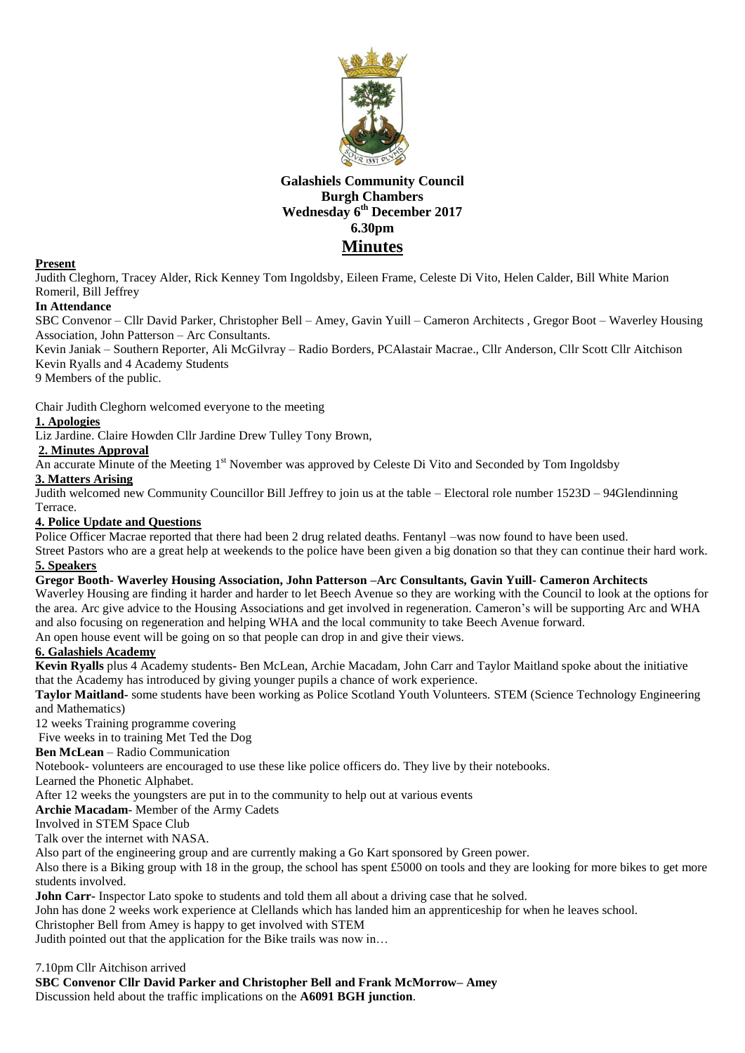**Galashiels Community Council**
**Burgh Chambers**
**Wednesday 6th December 2017**
**6.30pm**

# Minutes

**Present**

Judith Cleghorn, Tracey Alder, Rick Kenney Tom Ingoldsby, Eileen Frame, Celeste Di Vito, Helen Calder, Bill White Marion Romeril, Bill Jeffrey

**In Attendance**

SBC Convenor – Cllr David Parker, Christopher Bell – Amey, Gavin Yuill – Cameron Architects , Gregor Boot – Waverley Housing Association, John Patterson – Arc Consultants.

Kevin Janiak – Southern Reporter, Ali McGilvray – Radio Borders, PCAlastair Macrae., Cllr Anderson, Cllr Scott Cllr Aitchison Kevin Ryalls and 4 Academy Students

9 Members of the public.

Chair Judith Cleghorn welcomed everyone to the meeting

**1. Apologies**

Liz Jardine. Claire Howden Cllr Jardine Drew Tulley Tony Brown,

**2. Minutes Approval**

An accurate Minute of the Meeting 1st November was approved by Celeste Di Vito and Seconded by Tom Ingoldsby

**3. Matters Arising**

Judith welcomed new Community Councillor Bill Jeffrey to join us at the table – Electoral role number 1523D – 94Glendinning Terrace.

**4. Police Update and Questions**

Police Officer Macrae reported that there had been 2 drug related deaths. Fentanyl –was now found to have been used.

Street Pastors who are a great help at weekends to the police have been given a big donation so that they can continue their hard work.

**5. Speakers**

**Gregor Booth- Waverley Housing Association, John Patterson –Arc Consultants, Gavin Yuill- Cameron Architects**

Waverley Housing are finding it harder and harder to let Beech Avenue so they are working with the Council to look at the options for the area. Arc give advice to the Housing Associations and get involved in regeneration. Cameron's will be supporting Arc and WHA and also focusing on regeneration and helping WHA and the local community to take Beech Avenue forward.

An open house event will be going on so that people can drop in and give their views.

**6. Galashiels Academy**

**Kevin Ryalls** plus 4 Academy students- Ben McLean, Archie Macadam, John Carr and Taylor Maitland spoke about the initiative that the Academy has introduced by giving younger pupils a chance of work experience.

**Taylor Maitland**- some students have been working as Police Scotland Youth Volunteers. STEM (Science Technology Engineering and Mathematics)

12 weeks Training programme covering

Five weeks in to training Met Ted the Dog

**Ben McLean** – Radio Communication

Notebook- volunteers are encouraged to use these like police officers do. They live by their notebooks.

Learned the Phonetic Alphabet.

After 12 weeks the youngsters are put in to the community to help out at various events

**Archie Macadam**- Member of the Army Cadets

Involved in STEM Space Club

Talk over the internet with NASA.

Also part of the engineering group and are currently making a Go Kart sponsored by Green power.

Also there is a Biking group with 18 in the group, the school has spent £5000 on tools and they are looking for more bikes to get more students involved.

**John Carr-** Inspector Lato spoke to students and told them all about a driving case that he solved.

John has done 2 weeks work experience at Clellands which has landed him an apprenticeship for when he leaves school.

Christopher Bell from Amey is happy to get involved with STEM

Judith pointed out that the application for the Bike trails was now in…

7.10pm Cllr Aitchison arrived

**SBC Convenor Cllr David Parker and Christopher Bell and Frank McMorrow– Amey**

Discussion held about the traffic implications on the **A6091 BGH junction**.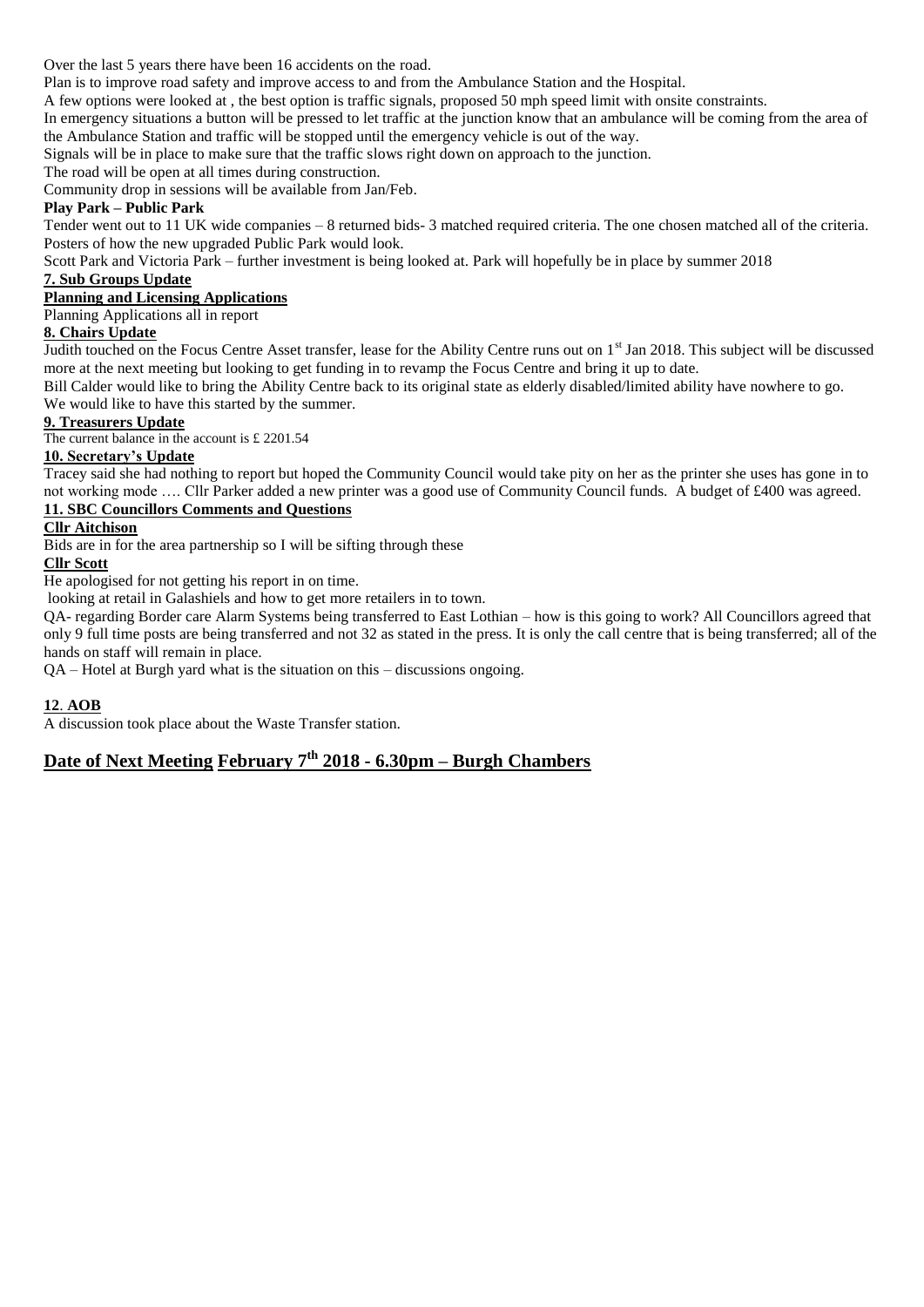Over the last 5 years there have been 16 accidents on the road.

Plan is to improve road safety and improve access to and from the Ambulance Station and the Hospital.

A few options were looked at , the best option is traffic signals, proposed 50 mph speed limit with onsite constraints.

In emergency situations a button will be pressed to let traffic at the junction know that an ambulance will be coming from the area of the Ambulance Station and traffic will be stopped until the emergency vehicle is out of the way.

Signals will be in place to make sure that the traffic slows right down on approach to the junction.

The road will be open at all times during construction.

Community drop in sessions will be available from Jan/Feb.

**Play Park – Public Park**

Tender went out to 11 UK wide companies – 8 returned bids- 3 matched required criteria. The one chosen matched all of the criteria. Posters of how the new upgraded Public Park would look.

Scott Park and Victoria Park – further investment is being looked at. Park will hopefully be in place by summer 2018

**7. Sub Groups Update**

**Planning and Licensing Applications**

Planning Applications all in report

**8. Chairs Update**

Judith touched on the Focus Centre Asset transfer, lease for the Ability Centre runs out on 1st Jan 2018. This subject will be discussed more at the next meeting but looking to get funding in to revamp the Focus Centre and bring it up to date.

Bill Calder would like to bring the Ability Centre back to its original state as elderly disabled/limited ability have nowhere to go. We would like to have this started by the summer.

**9. Treasurers Update**

The current balance in the account is £ 2201.54

**10. Secretary's Update**

Tracey said she had nothing to report but hoped the Community Council would take pity on her as the printer she uses has gone in to not working mode …. Cllr Parker added a new printer was a good use of Community Council funds. A budget of £400 was agreed.

**11. SBC Councillors Comments and Questions**

**Cllr Aitchison**

Bids are in for the area partnership so I will be sifting through these

**Cllr Scott**

He apologised for not getting his report in on time.

looking at retail in Galashiels and how to get more retailers in to town.

QA- regarding Border care Alarm Systems being transferred to East Lothian – how is this going to work? All Councillors agreed that only 9 full time posts are being transferred and not 32 as stated in the press. It is only the call centre that is being transferred; all of the hands on staff will remain in place.

QA – Hotel at Burgh yard what is the situation on this – discussions ongoing.

**12. AOB**

A discussion took place about the Waste Transfer station.

## Date of Next Meeting February 7th 2018 - 6.30pm – Burgh Chambers